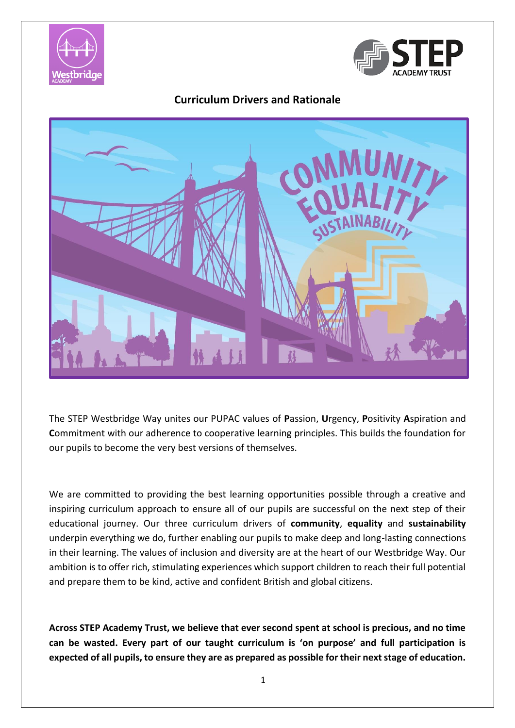# Curriculum Drivers and Rationale

The STEP Westbridge Way unites our PUPAC values of **P**assion, **U**rgency, **P**ositivity **A**spiration and **C**ommitment with our adherence to cooperative learning principles. This builds the foundation for our pupils to become the very best versions of themselves.

We are committed to providing the best learning opportunities possible through a creative and inspiring curriculum approach to ensure all of our pupils are successful on the next step of their educational journey. Our three curriculum drivers of **community**, **equality** and **sustainability** underpin everything we do, further enabling our pupils to make deep and long-lasting connections in their learning. The values of inclusion and diversity are at the heart of our Westbridge Way. Our ambition is to offer rich, stimulating experiences which support children to reach their full potential and prepare them to be kind, active and confident British and global citizens.

**Across STEP Academy Trust, we believe that ever second spent at school is precious, and no time can be wasted. Every part of our taught curriculum is 'on purpose' and full participation is expected of all pupils, to ensure they are as prepared as possible for their next stage of education.**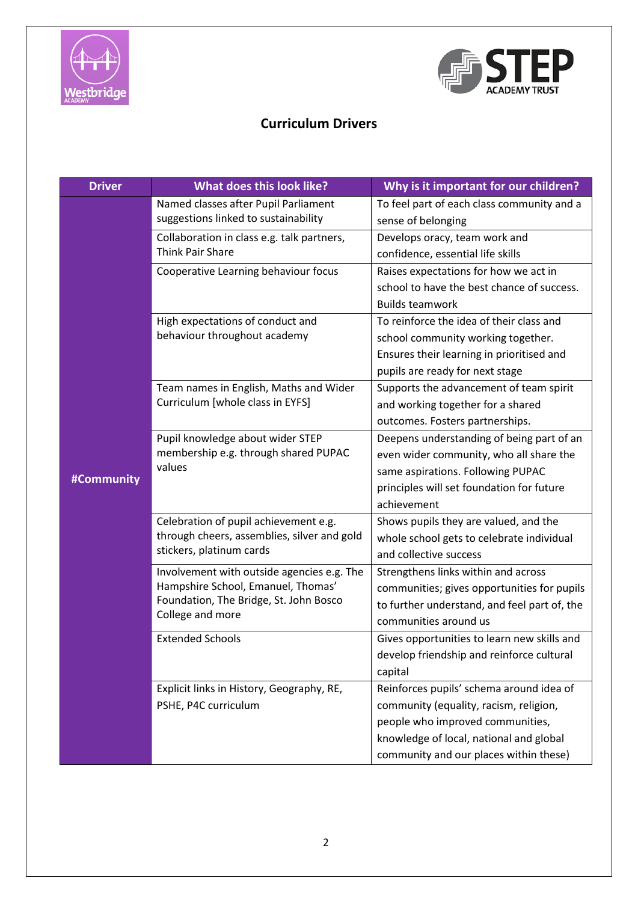## Curriculum Drivers

| Driver | What does this look like? | Why is it important for our children? |
|---|---|---|
| #Community | Named classes after Pupil Parliament suggestions linked to sustainability | To feel part of each class community and a sense of belonging |
| | Collaboration in class e.g. talk partners, Think Pair Share | Develops oracy, team work and confidence, essential life skills |
| | Cooperative Learning behaviour focus | Raises expectations for how we act in school to have the best chance of success. Builds teamwork |
| | High expectations of conduct and behaviour throughout academy | To reinforce the idea of their class and school community working together. Ensures their learning in prioritised and pupils are ready for next stage |
| | Team names in English, Maths and Wider Curriculum [whole class in EYFS] | Supports the advancement of team spirit and working together for a shared outcomes. Fosters partnerships. |
| | Pupil knowledge about wider STEP membership e.g. through shared PUPAC values | Deepens understanding of being part of an even wider community, who all share the same aspirations. Following PUPAC principles will set foundation for future achievement |
| | Celebration of pupil achievement e.g. through cheers, assemblies, silver and gold stickers, platinum cards | Shows pupils they are valued, and the whole school gets to celebrate individual and collective success |
| | Involvement with outside agencies e.g. The Hampshire School, Emanuel, Thomas' Foundation, The Bridge, St. John Bosco College and more | Strengthens links within and across communities; gives opportunities for pupils to further understand, and feel part of, the communities around us |
| | Extended Schools | Gives opportunities to learn new skills and develop friendship and reinforce cultural capital |
| | Explicit links in History, Geography, RE, PSHE, P4C curriculum | Reinforces pupils' schema around idea of community (equality, racism, religion, people who improved communities, knowledge of local, national and global community and our places within these) |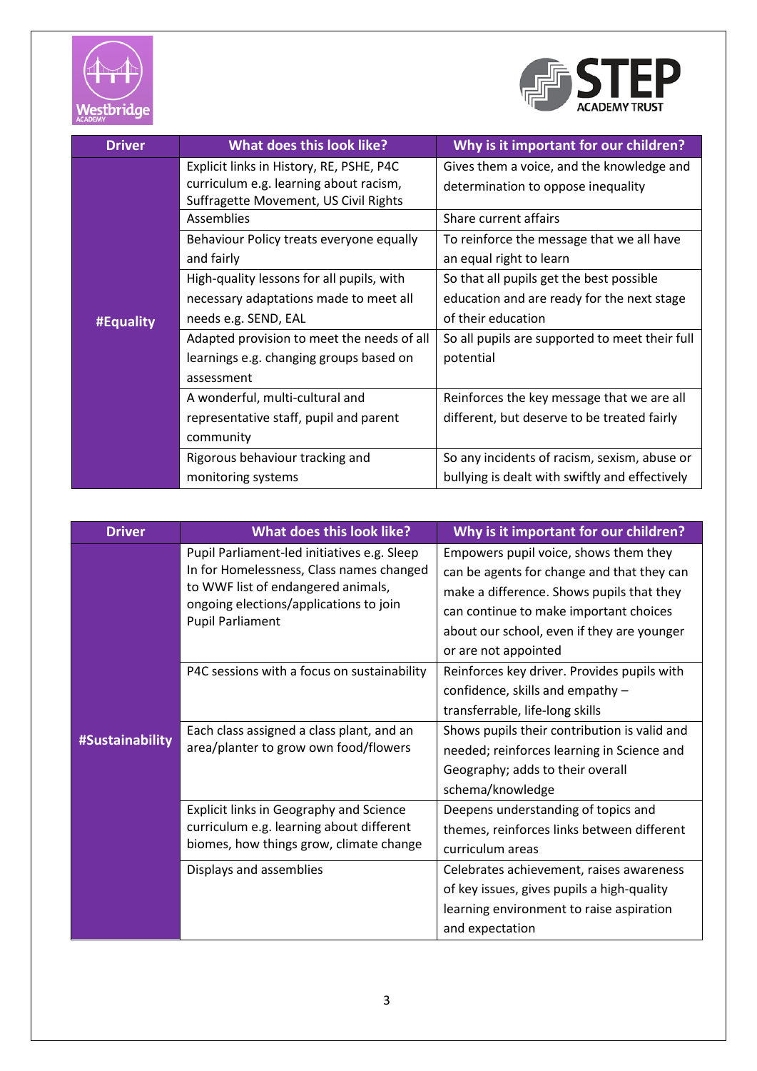| Driver | What does this look like? | Why is it important for our children? |
|---|---|---|
| #Equality | Explicit links in History, RE, PSHE, P4C curriculum e.g. learning about racism, Suffragette Movement, US Civil Rights | Gives them a voice, and the knowledge and determination to oppose inequality |
| | Assemblies | Share current affairs |
| | Behaviour Policy treats everyone equally and fairly | To reinforce the message that we all have an equal right to learn |
| | High-quality lessons for all pupils, with necessary adaptations made to meet all needs e.g. SEND, EAL | So that all pupils get the best possible education and are ready for the next stage of their education |
| | Adapted provision to meet the needs of all learnings e.g. changing groups based on assessment | So all pupils are supported to meet their full potential |
| | A wonderful, multi-cultural and representative staff, pupil and parent community | Reinforces the key message that we are all different, but deserve to be treated fairly |
| | Rigorous behaviour tracking and monitoring systems | So any incidents of racism, sexism, abuse or bullying is dealt with swiftly and effectively |

| Driver | What does this look like? | Why is it important for our children? |
|---|---|---|
| #Sustainability | Pupil Parliament-led initiatives e.g. Sleep In for Homelessness, Class names changed to WWF list of endangered animals, ongoing elections/applications to join Pupil Parliament | Empowers pupil voice, shows them they can be agents for change and that they can make a difference. Shows pupils that they can continue to make important choices about our school, even if they are younger or are not appointed |
| | P4C sessions with a focus on sustainability | Reinforces key driver. Provides pupils with confidence, skills and empathy – transferrable, life-long skills |
| | Each class assigned a class plant, and an area/planter to grow own food/flowers | Shows pupils their contribution is valid and needed; reinforces learning in Science and Geography; adds to their overall schema/knowledge |
| | Explicit links in Geography and Science curriculum e.g. learning about different biomes, how things grow, climate change | Deepens understanding of topics and themes, reinforces links between different curriculum areas |
| | Displays and assemblies | Celebrates achievement, raises awareness of key issues, gives pupils a high-quality learning environment to raise aspiration and expectation |